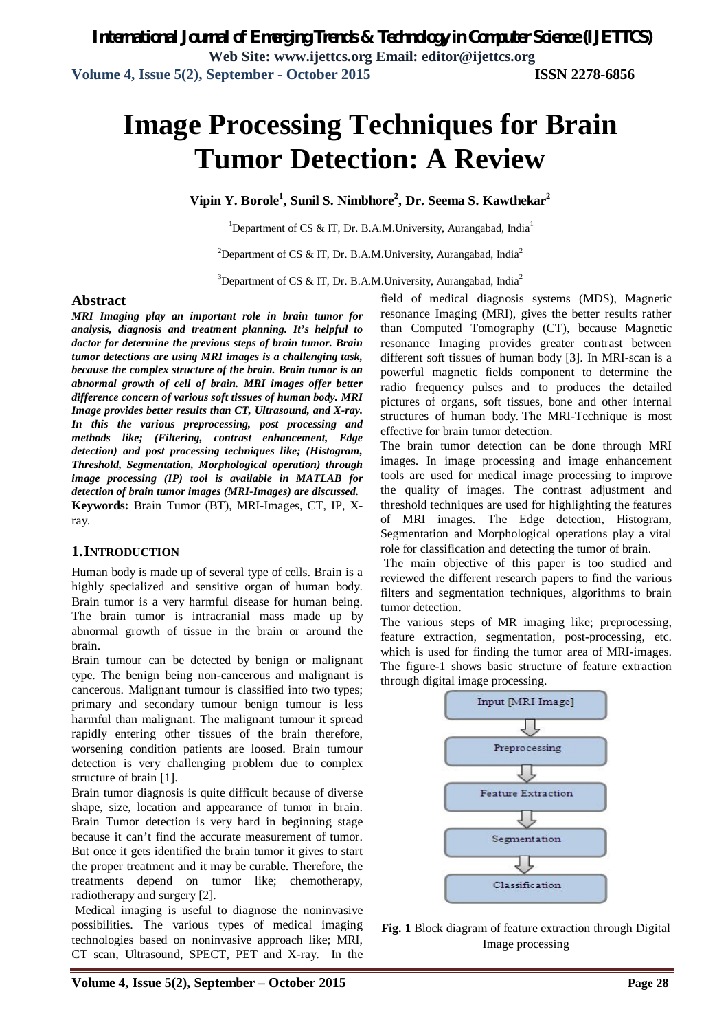# Image Processing Techniques for Brain Tumor Detection: A Review

**Vipin Y. Borole[1], Sunil S. Nimbhore[2], Dr. Seema S. Kawthekar[2]**

[1]Department of CS & IT, Dr. B.A.M.University, Aurangabad, India[1]

[2]Department of CS & IT, Dr. B.A.M.University, Aurangabad, India[2]

[3]Department of CS & IT, Dr. B.A.M.University, Aurangabad, India[2]

## Abstract

***MRI Imaging play an important role in brain tumor for analysis, diagnosis and treatment planning. It's helpful to doctor for determine the previous steps of brain tumor. Brain tumor detections are using MRI images is a challenging task, because the complex structure of the brain. Brain tumor is an abnormal growth of cell of brain. MRI images offer better difference concern of various soft tissues of human body. MRI Image provides better results than CT, Ultrasound, and X-ray. In this the various preprocessing, post processing and methods like; (Filtering, contrast enhancement, Edge detection) and post processing techniques like; (Histogram, Threshold, Segmentation, Morphological operation) through image processing (IP) tool is available in MATLAB for detection of brain tumor images (MRI-Images) are discussed.***

**Keywords:** Brain Tumor (BT), MRI-Images, CT, IP, X-ray.

## 1. INTRODUCTION

Human body is made up of several type of cells. Brain is a highly specialized and sensitive organ of human body. Brain tumor is a very harmful disease for human being. The brain tumor is intracranial mass made up by abnormal growth of tissue in the brain or around the brain.

Brain tumour can be detected by benign or malignant type. The benign being non-cancerous and malignant is cancerous. Malignant tumour is classified into two types; primary and secondary tumour benign tumour is less harmful than malignant. The malignant tumour it spread rapidly entering other tissues of the brain therefore, worsening condition patients are loosed. Brain tumour detection is very challenging problem due to complex structure of brain [1].

Brain tumor diagnosis is quite difficult because of diverse shape, size, location and appearance of tumor in brain. Brain Tumor detection is very hard in beginning stage because it can't find the accurate measurement of tumor. But once it gets identified the brain tumor it gives to start the proper treatment and it may be curable. Therefore, the treatments depend on tumor like; chemotherapy, radiotherapy and surgery [2].

Medical imaging is useful to diagnose the noninvasive possibilities. The various types of medical imaging technologies based on noninvasive approach like; MRI, CT scan, Ultrasound, SPECT, PET and X-ray. In the field of medical diagnosis systems (MDS), Magnetic resonance Imaging (MRI), gives the better results rather than Computed Tomography (CT), because Magnetic resonance Imaging provides greater contrast between different soft tissues of human body [3]. In MRI-scan is a powerful magnetic fields component to determine the radio frequency pulses and to produces the detailed pictures of organs, soft tissues, bone and other internal structures of human body. The MRI-Technique is most effective for brain tumor detection.

The brain tumor detection can be done through MRI images. In image processing and image enhancement tools are used for medical image processing to improve the quality of images. The contrast adjustment and threshold techniques are used for highlighting the features of MRI images. The Edge detection, Histogram, Segmentation and Morphological operations play a vital role for classification and detecting the tumor of brain.

The main objective of this paper is too studied and reviewed the different research papers to find the various filters and segmentation techniques, algorithms to brain tumor detection.

The various steps of MR imaging like; preprocessing, feature extraction, segmentation, post-processing, etc. which is used for finding the tumor area of MRI-images. The figure-1 shows basic structure of feature extraction through digital image processing.

Input [MRI Image]

Preprocessing

Feature Extraction

Segmentation

Classification

**Fig. 1** Block diagram of feature extraction through Digital Image processing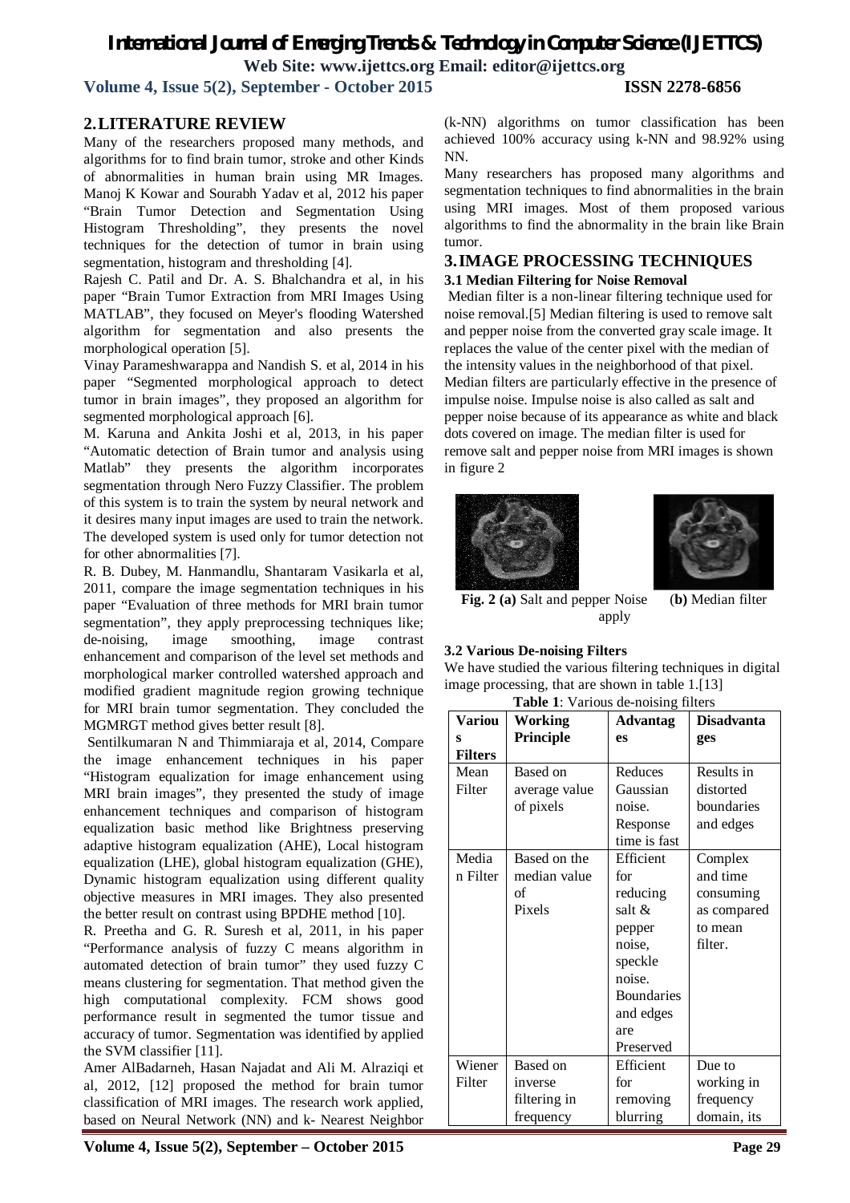## 2. LITERATURE REVIEW

Many of the researchers proposed many methods, and algorithms for to find brain tumor, stroke and other Kinds of abnormalities in human brain using MR Images. Manoj K Kowar and Sourabh Yadav et al, 2012 his paper "Brain Tumor Detection and Segmentation Using Histogram Thresholding", they presents the novel techniques for the detection of tumor in brain using segmentation, histogram and thresholding [4].

Rajesh C. Patil and Dr. A. S. Bhalchandra et al, in his paper "Brain Tumor Extraction from MRI Images Using MATLAB", they focused on Meyer's flooding Watershed algorithm for segmentation and also presents the morphological operation [5].

Vinay Parameshwarappa and Nandish S. et al, 2014 in his paper "Segmented morphological approach to detect tumor in brain images", they proposed an algorithm for segmented morphological approach [6].

M. Karuna and Ankita Joshi et al, 2013, in his paper "Automatic detection of Brain tumor and analysis using Matlab" they presents the algorithm incorporates segmentation through Nero Fuzzy Classifier. The problem of this system is to train the system by neural network and it desires many input images are used to train the network. The developed system is used only for tumor detection not for other abnormalities [7].

R. B. Dubey, M. Hanmandlu, Shantaram Vasikarla et al, 2011, compare the image segmentation techniques in his paper "Evaluation of three methods for MRI brain tumor segmentation", they apply preprocessing techniques like; de-noising, image smoothing, image contrast enhancement and comparison of the level set methods and morphological marker controlled watershed approach and modified gradient magnitude region growing technique for MRI brain tumor segmentation. They concluded the MGMRGT method gives better result [8].

Sentilkumaran N and Thimmiaraja et al, 2014, Compare the image enhancement techniques in his paper "Histogram equalization for image enhancement using MRI brain images", they presented the study of image enhancement techniques and comparison of histogram equalization basic method like Brightness preserving adaptive histogram equalization (AHE), Local histogram equalization (LHE), global histogram equalization (GHE), Dynamic histogram equalization using different quality objective measures in MRI images. They also presented the better result on contrast using BPDHE method [10].

R. Preetha and G. R. Suresh et al, 2011, in his paper "Performance analysis of fuzzy C means algorithm in automated detection of brain tumor" they used fuzzy C means clustering for segmentation. That method given the high computational complexity. FCM shows good performance result in segmented the tumor tissue and accuracy of tumor. Segmentation was identified by applied the SVM classifier [11].

Amer AlBadarneh, Hasan Najadat and Ali M. Alraziqi et al, 2012, [12] proposed the method for brain tumor classification of MRI images. The research work applied, based on Neural Network (NN) and k- Nearest Neighbor (k-NN) algorithms on tumor classification has been achieved 100% accuracy using k-NN and 98.92% using NN.

Many researchers has proposed many algorithms and segmentation techniques to find abnormalities in the brain using MRI images. Most of them proposed various algorithms to find the abnormality in the brain like Brain tumor.

## 3. IMAGE PROCESSING TECHNIQUES

### 3.1 Median Filtering for Noise Removal

Median filter is a non-linear filtering technique used for noise removal.[5] Median filtering is used to remove salt and pepper noise from the converted gray scale image. It replaces the value of the center pixel with the median of the intensity values in the neighborhood of that pixel. Median filters are particularly effective in the presence of impulse noise. Impulse noise is also called as salt and pepper noise because of its appearance as white and black dots covered on image. The median filter is used for remove salt and pepper noise from MRI images is shown in figure 2

**Fig. 2 (a)** Salt and pepper Noise (**b)** Median filter apply

### 3.2 Various De-noising Filters

We have studied the various filtering techniques in digital image processing, that are shown in table 1.[13]

**Table 1**: Various de-noising filters

| Various Filters | Working Principle | Advantages | Disadvantages |
|---|---|---|---|
| Mean Filter | Based on average value of pixels | Reduces Gaussian noise. Response time is fast | Results in distorted boundaries and edges |
| Median Filter | Based on the median value of Pixels | Efficient for reducing salt & pepper noise, speckle noise. Boundaries and edges are Preserved | Complex and time consuming as compared to mean filter. |
| Wiener Filter | Based on inverse filtering in frequency | Efficient for removing blurring | Due to working in frequency domain, its |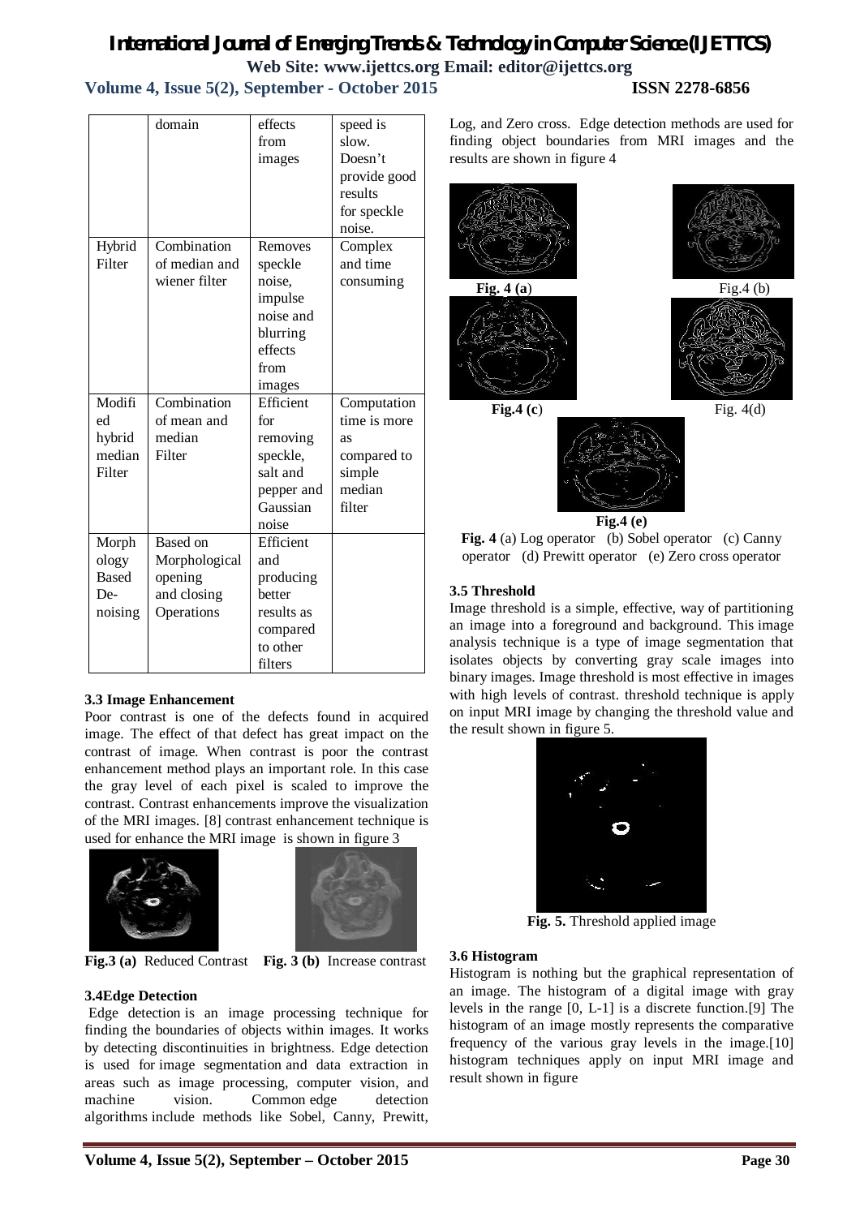|  | domain | effects from images | speed is slow. Doesn't provide good results for speckle noise. |
|---|---|---|---|
| Hybrid Filter | Combination of median and wiener filter | Removes speckle noise, impulse noise and blurring effects from images | Complex and time consuming |
| Modified hybrid median Filter | Combination of mean and median Filter | Efficient for removing speckle, salt and pepper and Gaussian noise | Computation time is more as compared to simple median filter |
| Morphology Based De-noising | Based on Morphological opening and closing Operations | Efficient and producing better results as compared to other filters |  |

### 3.3 Image Enhancement

Poor contrast is one of the defects found in acquired image. The effect of that defect has great impact on the contrast of image. When contrast is poor the contrast enhancement method plays an important role. In this case the gray level of each pixel is scaled to improve the contrast. Contrast enhancements improve the visualization of the MRI images. [8] contrast enhancement technique is used for enhance the MRI image is shown in figure 3

**Fig.3 (a)** Reduced Contrast **Fig. 3 (b)** Increase contrast

### 3.4Edge Detection

Edge detection is an image processing technique for finding the boundaries of objects within images. It works by detecting discontinuities in brightness. Edge detection is used for image segmentation and data extraction in areas such as image processing, computer vision, and machine vision. Common edge detection algorithms include methods like Sobel, Canny, Prewitt, Log, and Zero cross. Edge detection methods are used for finding object boundaries from MRI images and the results are shown in figure 4

**Fig. 4 (a)** Fig.4 (b)

**Fig.4 (c)** Fig. 4(d)

**Fig.4 (e)**

**Fig. 4** (a) Log operator (b) Sobel operator (c) Canny operator (d) Prewitt operator (e) Zero cross operator

### 3.5 Threshold

Image threshold is a simple, effective, way of partitioning an image into a foreground and background. This image analysis technique is a type of image segmentation that isolates objects by converting gray scale images into binary images. Image threshold is most effective in images with high levels of contrast. threshold technique is apply on input MRI image by changing the threshold value and the result shown in figure 5.

**Fig. 5.** Threshold applied image

### 3.6 Histogram

Histogram is nothing but the graphical representation of an image. The histogram of a digital image with gray levels in the range [0, L-1] is a discrete function.[9] The histogram of an image mostly represents the comparative frequency of the various gray levels in the image.[10] histogram techniques apply on input MRI image and result shown in figure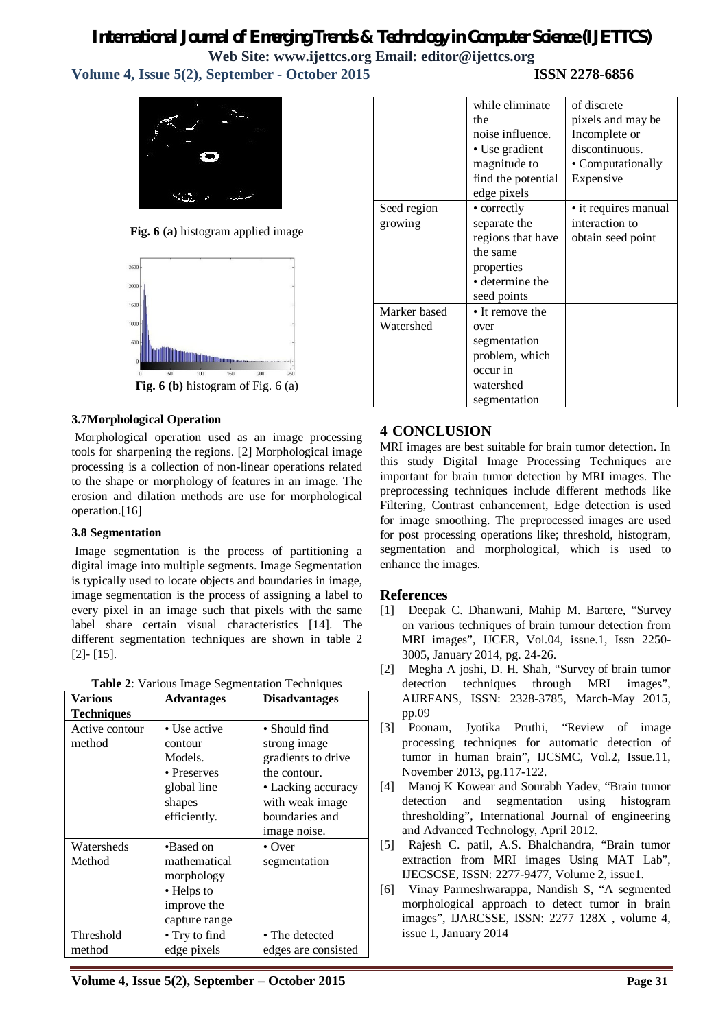Fig. 6 (a) histogram applied image

2500
2000
1500
1000
500
0
0 50 100 150 200 250

**Fig. 6 (b)** histogram of Fig. 6 (a)

### 3.7Morphological Operation

Morphological operation used as an image processing tools for sharpening the regions. [2] Morphological image processing is a collection of non-linear operations related to the shape or morphology of features in an image. The erosion and dilation methods are use for morphological operation.[16]

### 3.8 Segmentation

Image segmentation is the process of partitioning a digital image into multiple segments. Image Segmentation is typically used to locate objects and boundaries in image, image segmentation is the process of assigning a label to every pixel in an image such that pixels with the same label share certain visual characteristics [14]. The different segmentation techniques are shown in table 2 [2]- [15].

**Table 2**: Various Image Segmentation Techniques

| Various Techniques | Advantages | Disadvantages |
|---|---|---|
| Active contour method | • Use active contour Models. • Preserves global line shapes efficiently. | • Should find strong image gradients to drive the contour. • Lacking accuracy with weak image boundaries and image noise. |
| Watersheds Method | •Based on mathematical morphology • Helps to improve the capture range | • Over segmentation |
| Threshold method | • Try to find edge pixels while eliminate the noise influence. • Use gradient magnitude to find the potential edge pixels | • The detected edges are consisted of discrete pixels and may be Incomplete or discontinuous. • Computationally Expensive |
| Seed region growing | • correctly separate the regions that have the same properties • determine the seed points | • it requires manual interaction to obtain seed point |
| Marker based Watershed | • It remove the over segmentation problem, which occur in watershed segmentation | |

## 4 CONCLUSION

MRI images are best suitable for brain tumor detection. In this study Digital Image Processing Techniques are important for brain tumor detection by MRI images. The preprocessing techniques include different methods like Filtering, Contrast enhancement, Edge detection is used for image smoothing. The preprocessed images are used for post processing operations like; threshold, histogram, segmentation and morphological, which is used to enhance the images.

## References

[1] Deepak C. Dhanwani, Mahip M. Bartere, "Survey on various techniques of brain tumour detection from MRI images", IJCER, Vol.04, issue.1, Issn 2250-3005, January 2014, pg. 24-26.

[2] Megha A joshi, D. H. Shah, "Survey of brain tumor detection techniques through MRI images", AIJRFANS, ISSN: 2328-3785, March-May 2015, pp.09

[3] Poonam, Jyotika Pruthi, "Review of image processing techniques for automatic detection of tumor in human brain", IJCSMC, Vol.2, Issue.11, November 2013, pg.117-122.

[4] Manoj K Kowear and Sourabh Yadev, "Brain tumor detection and segmentation using histogram thresholding", International Journal of engineering and Advanced Technology, April 2012.

[5] Rajesh C. patil, A.S. Bhalchandra, "Brain tumor extraction from MRI images Using MAT Lab", IJECSCSE, ISSN: 2277-9477, Volume 2, issue1.

[6] Vinay Parmeshwarappa, Nandish S, "A segmented morphological approach to detect tumor in brain images", IJARCSSE, ISSN: 2277 128X , volume 4, issue 1, January 2014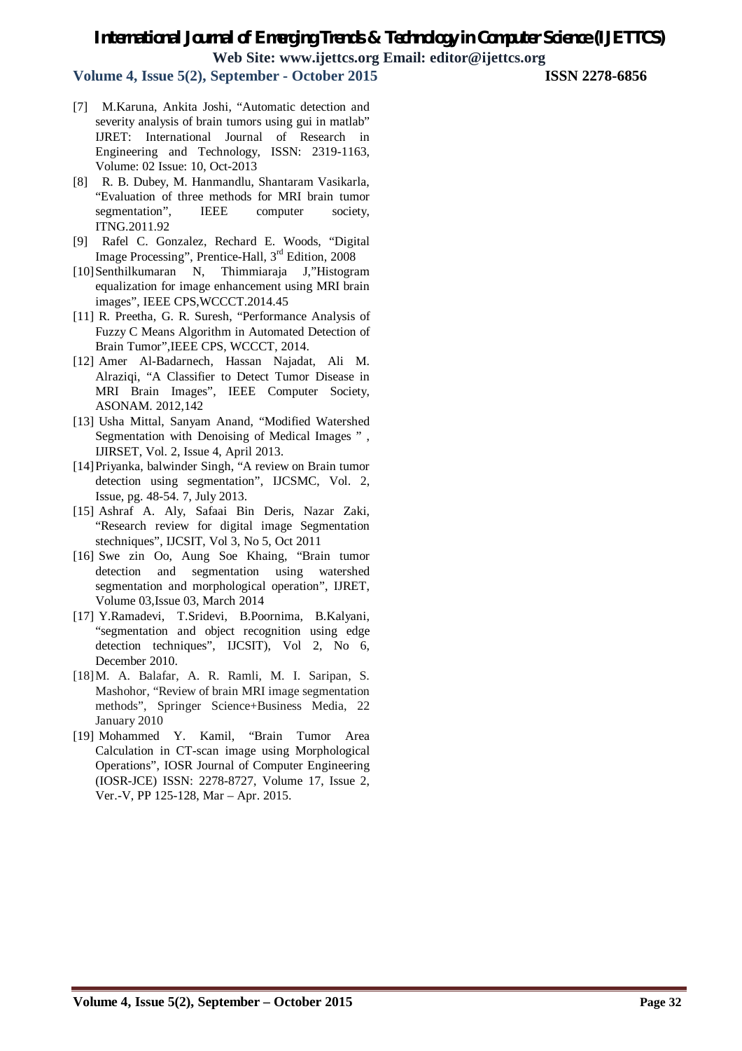[7] M.Karuna, Ankita Joshi, "Automatic detection and severity analysis of brain tumors using gui in matlab" IJRET: International Journal of Research in Engineering and Technology, ISSN: 2319-1163, Volume: 02 Issue: 10, Oct-2013

[8] R. B. Dubey, M. Hanmandlu, Shantaram Vasikarla, "Evaluation of three methods for MRI brain tumor segmentation", IEEE computer society, ITNG.2011.92

[9] Rafel C. Gonzalez, Rechard E. Woods, "Digital Image Processing", Prentice-Hall, 3rd Edition, 2008

[10] Senthilkumaran N, Thimmiaraja J,"Histogram equalization for image enhancement using MRI brain images", IEEE CPS,WCCCT.2014.45

[11] R. Preetha, G. R. Suresh, "Performance Analysis of Fuzzy C Means Algorithm in Automated Detection of Brain Tumor",IEEE CPS, WCCCT, 2014.

[12] Amer Al-Badarnech, Hassan Najadat, Ali M. Alraziqi, "A Classifier to Detect Tumor Disease in MRI Brain Images", IEEE Computer Society, ASONAM. 2012,142

[13] Usha Mittal, Sanyam Anand, "Modified Watershed Segmentation with Denoising of Medical Images " , IJIRSET, Vol. 2, Issue 4, April 2013.

[14] Priyanka, balwinder Singh, "A review on Brain tumor detection using segmentation", IJCSMC, Vol. 2, Issue, pg. 48-54. 7, July 2013.

[15] Ashraf A. Aly, Safaai Bin Deris, Nazar Zaki, "Research review for digital image Segmentation stechniques", IJCSIT, Vol 3, No 5, Oct 2011

[16] Swe zin Oo, Aung Soe Khaing, "Brain tumor detection and segmentation using watershed segmentation and morphological operation", IJRET, Volume 03,Issue 03, March 2014

[17] Y.Ramadevi, T.Sridevi, B.Poornima, B.Kalyani, "segmentation and object recognition using edge detection techniques", IJCSIT), Vol 2, No 6, December 2010.

[18] M. A. Balafar, A. R. Ramli, M. I. Saripan, S. Mashohor, "Review of brain MRI image segmentation methods", Springer Science+Business Media, 22 January 2010

[19] Mohammed Y. Kamil, "Brain Tumor Area Calculation in CT-scan image using Morphological Operations", IOSR Journal of Computer Engineering (IOSR-JCE) ISSN: 2278-8727, Volume 17, Issue 2, Ver.-V, PP 125-128, Mar – Apr. 2015.